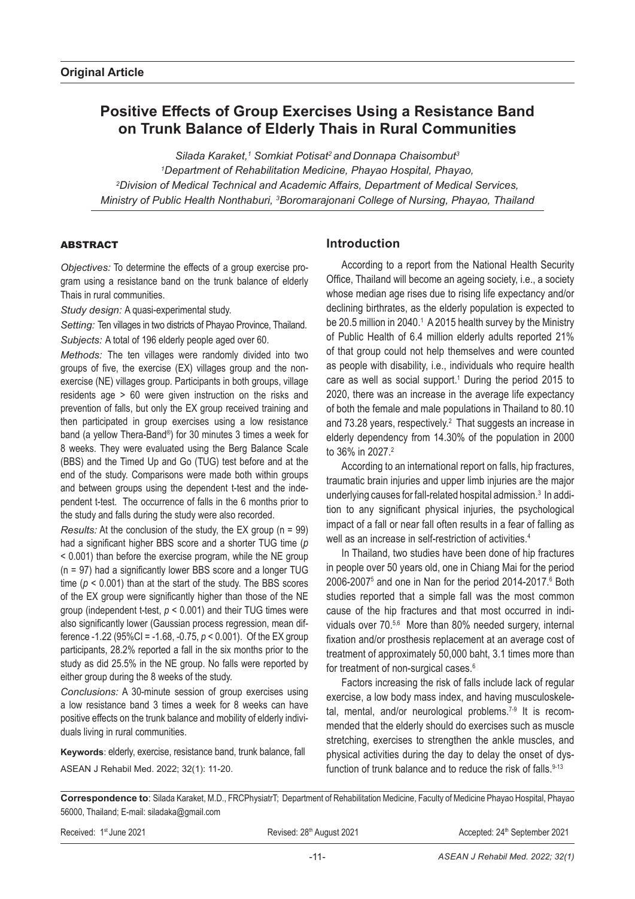**Original Article**

# Positive Effects of Group Exercises Using a Resistance Band on Trunk Balance of Elderly Thais in Rural Communities

*Silada Karaket,[1] Somkiat Potisat[2] and Donnapa Chaisombut[3]*
*[1]Department of Rehabilitation Medicine, Phayao Hospital, Phayao,*
*[2]Division of Medical Technical and Academic Affairs, Department of Medical Services, Ministry of Public Health Nonthaburi, [3]Boromarajonani College of Nursing, Phayao, Thailand*

## ABSTRACT

*Objectives:* To determine the effects of a group exercise program using a resistance band on the trunk balance of elderly Thais in rural communities.

*Study design:* A quasi-experimental study.

*Setting:* Ten villages in two districts of Phayao Province, Thailand.

*Subjects:* A total of 196 elderly people aged over 60.

*Methods:* The ten villages were randomly divided into two groups of five, the exercise (EX) villages group and the non-exercise (NE) villages group. Participants in both groups, village residents age > 60 were given instruction on the risks and prevention of falls, but only the EX group received training and then participated in group exercises using a low resistance band (a yellow Thera-Band®) for 30 minutes 3 times a week for 8 weeks. They were evaluated using the Berg Balance Scale (BBS) and the Timed Up and Go (TUG) test before and at the end of the study. Comparisons were made both within groups and between groups using the dependent t-test and the independent t-test. The occurrence of falls in the 6 months prior to the study and falls during the study were also recorded.

*Results:* At the conclusion of the study, the EX group (n = 99) had a significant higher BBS score and a shorter TUG time ($p < 0.001$) than before the exercise program, while the NE group (n = 97) had a significantly lower BBS score and a longer TUG time ($p < 0.001$) than at the start of the study. The BBS scores of the EX group were significantly higher than those of the NE group (independent t-test, $p < 0.001$) and their TUG times were also significantly lower (Gaussian process regression, mean difference -1.22 (95%CI = -1.68, -0.75, $p < 0.001$). Of the EX group participants, 28.2% reported a fall in the six months prior to the study as did 25.5% in the NE group. No falls were reported by either group during the 8 weeks of the study.

*Conclusions:* A 30-minute session of group exercises using a low resistance band 3 times a week for 8 weeks can have positive effects on the trunk balance and mobility of elderly individuals living in rural communities.

**Keywords**: elderly, exercise, resistance band, trunk balance, fall

ASEAN J Rehabil Med. 2022; 32(1): 11-20.

## Introduction

According to a report from the National Health Security Office, Thailand will become an ageing society, i.e., a society whose median age rises due to rising life expectancy and/or declining birthrates, as the elderly population is expected to be 20.5 million in 2040.[1] A 2015 health survey by the Ministry of Public Health of 6.4 million elderly adults reported 21% of that group could not help themselves and were counted as people with disability, i.e., individuals who require health care as well as social support.[1] During the period 2015 to 2020, there was an increase in the average life expectancy of both the female and male populations in Thailand to 80.10 and 73.28 years, respectively.[2] That suggests an increase in elderly dependency from 14.30% of the population in 2000 to 36% in 2027.[2]

According to an international report on falls, hip fractures, traumatic brain injuries and upper limb injuries are the major underlying causes for fall-related hospital admission.[3] In addition to any significant physical injuries, the psychological impact of a fall or near fall often results in a fear of falling as well as an increase in self-restriction of activities.[4]

In Thailand, two studies have been done of hip fractures in people over 50 years old, one in Chiang Mai for the period 2006-2007[5] and one in Nan for the period 2014-2017.[6] Both studies reported that a simple fall was the most common cause of the hip fractures and that most occurred in individuals over 70.[5,6] More than 80% needed surgery, internal fixation and/or prosthesis replacement at an average cost of treatment of approximately 50,000 baht, 3.1 times more than for treatment of non-surgical cases.[6]

Factors increasing the risk of falls include lack of regular exercise, a low body mass index, and having musculoskeletal, mental, and/or neurological problems.[7-9] It is recommended that the elderly should do exercises such as muscle stretching, exercises to strengthen the ankle muscles, and physical activities during the day to delay the onset of dysfunction of trunk balance and to reduce the risk of falls.[9-13]

**Correspondence to**: Silada Karaket, M.D., FRCPhysiatrT; Department of Rehabilitation Medicine, Faculty of Medicine Phayao Hospital, Phayao 56000, Thailand; E-mail: siladaka@gmail.com

Received: 1st June 2021 Revised: 28th August 2021 Accepted: 24th September 2021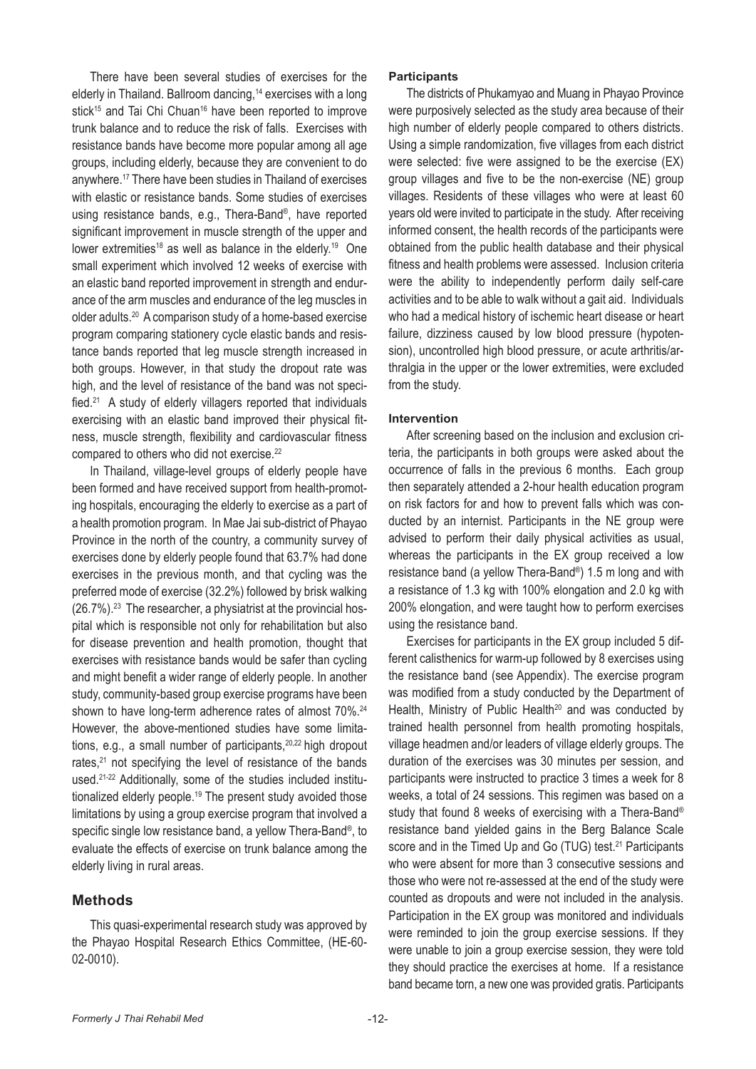There have been several studies of exercises for the elderly in Thailand. Ballroom dancing,[14] exercises with a long stick[15] and Tai Chi Chuan[16] have been reported to improve trunk balance and to reduce the risk of falls. Exercises with resistance bands have become more popular among all age groups, including elderly, because they are convenient to do anywhere.[17] There have been studies in Thailand of exercises with elastic or resistance bands. Some studies of exercises using resistance bands, e.g., Thera-Band®, have reported significant improvement in muscle strength of the upper and lower extremities[18] as well as balance in the elderly.[19] One small experiment which involved 12 weeks of exercise with an elastic band reported improvement in strength and endurance of the arm muscles and endurance of the leg muscles in older adults.[20] A comparison study of a home-based exercise program comparing stationery cycle elastic bands and resistance bands reported that leg muscle strength increased in both groups. However, in that study the dropout rate was high, and the level of resistance of the band was not specified.[21] A study of elderly villagers reported that individuals exercising with an elastic band improved their physical fitness, muscle strength, flexibility and cardiovascular fitness compared to others who did not exercise.[22]

In Thailand, village-level groups of elderly people have been formed and have received support from health-promoting hospitals, encouraging the elderly to exercise as a part of a health promotion program. In Mae Jai sub-district of Phayao Province in the north of the country, a community survey of exercises done by elderly people found that 63.7% had done exercises in the previous month, and that cycling was the preferred mode of exercise (32.2%) followed by brisk walking (26.7%).[23] The researcher, a physiatrist at the provincial hospital which is responsible not only for rehabilitation but also for disease prevention and health promotion, thought that exercises with resistance bands would be safer than cycling and might benefit a wider range of elderly people. In another study, community-based group exercise programs have been shown to have long-term adherence rates of almost 70%.[24] However, the above-mentioned studies have some limitations, e.g., a small number of participants,[20,22] high dropout rates,[21] not specifying the level of resistance of the bands used.[21-22] Additionally, some of the studies included institutionalized elderly people.[19] The present study avoided those limitations by using a group exercise program that involved a specific single low resistance band, a yellow Thera-Band®, to evaluate the effects of exercise on trunk balance among the elderly living in rural areas.

## Methods

This quasi-experimental research study was approved by the Phayao Hospital Research Ethics Committee, (HE-60-02-0010).

#### Participants

The districts of Phukamyao and Muang in Phayao Province were purposively selected as the study area because of their high number of elderly people compared to others districts. Using a simple randomization, five villages from each district were selected: five were assigned to be the exercise (EX) group villages and five to be the non-exercise (NE) group villages. Residents of these villages who were at least 60 years old were invited to participate in the study. After receiving informed consent, the health records of the participants were obtained from the public health database and their physical fitness and health problems were assessed. Inclusion criteria were the ability to independently perform daily self-care activities and to be able to walk without a gait aid. Individuals who had a medical history of ischemic heart disease or heart failure, dizziness caused by low blood pressure (hypotension), uncontrolled high blood pressure, or acute arthritis/arthralgia in the upper or the lower extremities, were excluded from the study.

#### Intervention

After screening based on the inclusion and exclusion criteria, the participants in both groups were asked about the occurrence of falls in the previous 6 months. Each group then separately attended a 2-hour health education program on risk factors for and how to prevent falls which was conducted by an internist. Participants in the NE group were advised to perform their daily physical activities as usual, whereas the participants in the EX group received a low resistance band (a yellow Thera-Band®) 1.5 m long and with a resistance of 1.3 kg with 100% elongation and 2.0 kg with 200% elongation, and were taught how to perform exercises using the resistance band.

Exercises for participants in the EX group included 5 different calisthenics for warm-up followed by 8 exercises using the resistance band (see Appendix). The exercise program was modified from a study conducted by the Department of Health, Ministry of Public Health[20] and was conducted by trained health personnel from health promoting hospitals, village headmen and/or leaders of village elderly groups. The duration of the exercises was 30 minutes per session, and participants were instructed to practice 3 times a week for 8 weeks, a total of 24 sessions. This regimen was based on a study that found 8 weeks of exercising with a Thera-Band® resistance band yielded gains in the Berg Balance Scale score and in the Timed Up and Go (TUG) test.[21] Participants who were absent for more than 3 consecutive sessions and those who were not re-assessed at the end of the study were counted as dropouts and were not included in the analysis. Participation in the EX group was monitored and individuals were reminded to join the group exercise sessions. If they were unable to join a group exercise session, they were told they should practice the exercises at home. If a resistance band became torn, a new one was provided gratis. Participants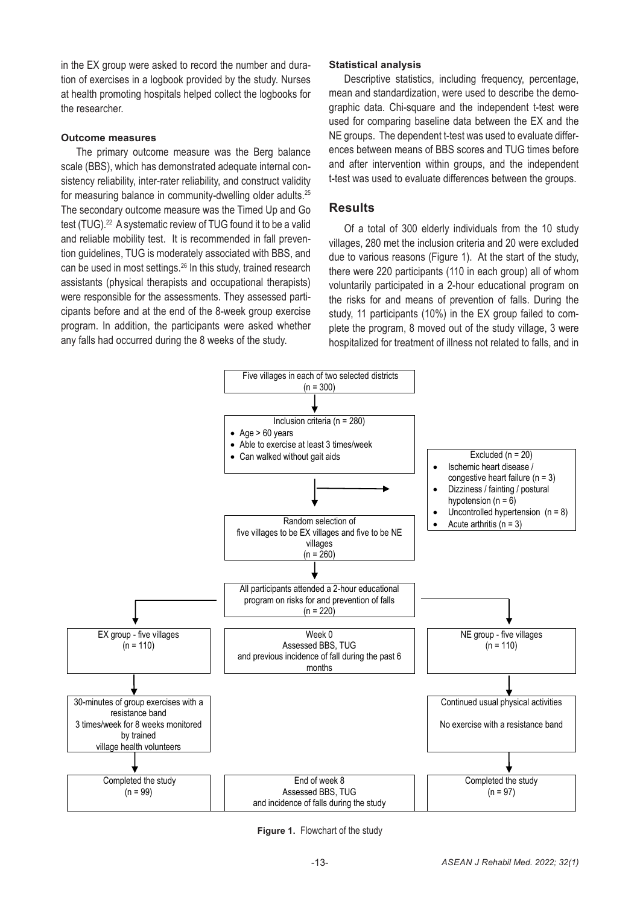in the EX group were asked to record the number and duration of exercises in a logbook provided by the study. Nurses at health promoting hospitals helped collect the logbooks for the researcher.

#### Outcome measures

The primary outcome measure was the Berg balance scale (BBS), which has demonstrated adequate internal consistency reliability, inter-rater reliability, and construct validity for measuring balance in community-dwelling older adults.[25] The secondary outcome measure was the Timed Up and Go test (TUG).[22] A systematic review of TUG found it to be a valid and reliable mobility test. It is recommended in fall prevention guidelines, TUG is moderately associated with BBS, and can be used in most settings.[26] In this study, trained research assistants (physical therapists and occupational therapists) were responsible for the assessments. They assessed participants before and at the end of the 8-week group exercise program. In addition, the participants were asked whether any falls had occurred during the 8 weeks of the study.

#### Statistical analysis

Descriptive statistics, including frequency, percentage, mean and standardization, were used to describe the demographic data. Chi-square and the independent t-test were used for comparing baseline data between the EX and the NE groups. The dependent t-test was used to evaluate differences between means of BBS scores and TUG times before and after intervention within groups, and the independent t-test was used to evaluate differences between the groups.

## Results

Of a total of 300 elderly individuals from the 10 study villages, 280 met the inclusion criteria and 20 were excluded due to various reasons (Figure 1). At the start of the study, there were 220 participants (110 in each group) all of whom voluntarily participated in a 2-hour educational program on the risks for and means of prevention of falls. During the study, 11 participants (10%) in the EX group failed to complete the program, 8 moved out of the study village, 3 were hospitalized for treatment of illness not related to falls, and in

Five villages in each of two selected districts (n = 300)

↓

Inclusion criteria (n = 280)
- Age > 60 years
- Able to exercise at least 3 times/week
- Can walked without gait aids

→ Excluded (n = 20)
- Ischemic heart disease / congestive heart failure (n = 3)
- Dizziness / fainting / postural hypotension (n = 6)
- Uncontrolled hypertension (n = 8)
- Acute arthritis (n = 3)

↓

Random selection of five villages to be EX villages and five to be NE villages (n = 260)

↓

All participants attended a 2-hour educational program on risks for and prevention of falls (n = 220)

| EX group - five villages (n = 110) | Week 0 Assessed BBS, TUG and previous incidence of fall during the past 6 months | NE group - five villages (n = 110) |
| --- | --- | --- |
| 30-minutes of group exercises with a resistance band 3 times/week for 8 weeks monitored by trained village health volunteers | | Continued usual physical activities. No exercise with a resistance band |
| Completed the study (n = 99) | End of week 8 Assessed BBS, TUG and incidence of falls during the study | Completed the study (n = 97) |

**Figure 1.** Flowchart of the study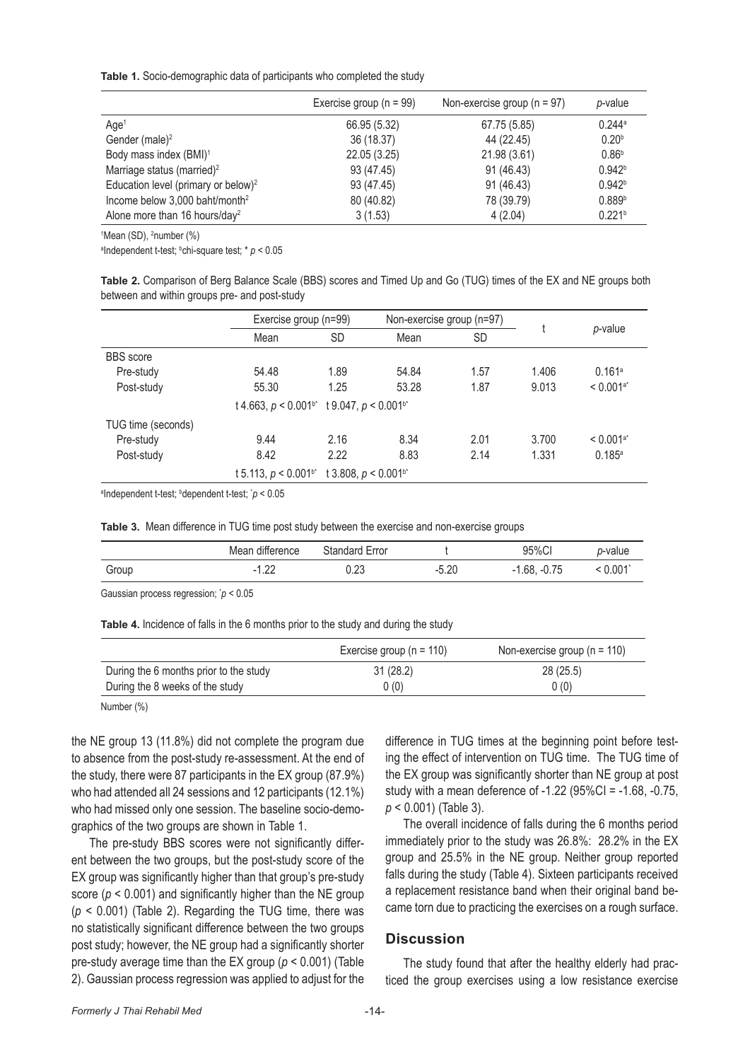**Table 1.** Socio-demographic data of participants who completed the study

| | Exercise group (n = 99) | Non-exercise group (n = 97) | *p*-value |
|---|---|---|---|
| Age[1] | 66.95 (5.32) | 67.75 (5.85) | 0.244[a] |
| Gender (male)[2] | 36 (18.37) | 44 (22.45) | 0.20[b] |
| Body mass index (BMI)[1] | 22.05 (3.25) | 21.98 (3.61) | 0.86[b] |
| Marriage status (married)[2] | 93 (47.45) | 91 (46.43) | 0.942[b] |
| Education level (primary or below)[2] | 93 (47.45) | 91 (46.43) | 0.942[b] |
| Income below 3,000 baht/month[2] | 80 (40.82) | 78 (39.79) | 0.889[b] |
| Alone more than 16 hours/day[2] | 3 (1.53) | 4 (2.04) | 0.221[b] |

[1]Mean (SD), [2]number (%)

[a]Independent t-test; [b]chi-square test; * $p < 0.05$

**Table 2.** Comparison of Berg Balance Scale (BBS) scores and Timed Up and Go (TUG) times of the EX and NE groups both between and within groups pre- and post-study

| | Exercise group (n=99) | | Non-exercise group (n=97) | | t | *p*-value |
|---|---|---|---|---|---|---|
| | Mean | SD | Mean | SD | | |
| BBS score | | | | | | |
| Pre-study | 54.48 | 1.89 | 54.84 | 1.57 | 1.406 | 0.161[a] |
| Post-study | 55.30 | 1.25 | 53.28 | 1.87 | 9.013 | < 0.001[a*] |
| | t 4.663, $p < 0.001$[b*] | | t 9.047, $p < 0.001$[b*] | | | |
| TUG time (seconds) | | | | | | |
| Pre-study | 9.44 | 2.16 | 8.34 | 2.01 | 3.700 | < 0.001[a*] |
| Post-study | 8.42 | 2.22 | 8.83 | 2.14 | 1.331 | 0.185[a] |
| | t 5.113, $p < 0.001$[b*] | | t 3.808, $p < 0.001$[b*] | | | |

[a]Independent t-test; [b]dependent t-test; * $p < 0.05$

**Table 3.** Mean difference in TUG time post study between the exercise and non-exercise groups

| | Mean difference | Standard Error | t | 95%CI | *p*-value |
|---|---|---|---|---|---|
| Group | -1.22 | 0.23 | -5.20 | -1.68, -0.75 | < 0.001* |

Gaussian process regression; * $p < 0.05$

**Table 4.** Incidence of falls in the 6 months prior to the study and during the study

| | Exercise group (n = 110) | Non-exercise group (n = 110) |
|---|---|---|
| During the 6 months prior to the study | 31 (28.2) | 28 (25.5) |
| During the 8 weeks of the study | 0 (0) | 0 (0) |

Number (%)

the NE group 13 (11.8%) did not complete the program due to absence from the post-study re-assessment. At the end of the study, there were 87 participants in the EX group (87.9%) who had attended all 24 sessions and 12 participants (12.1%) who had missed only one session. The baseline socio-demographics of the two groups are shown in Table 1.

The pre-study BBS scores were not significantly different between the two groups, but the post-study score of the EX group was significantly higher than that group's pre-study score ($p < 0.001$) and significantly higher than the NE group ($p < 0.001$) (Table 2). Regarding the TUG time, there was no statistically significant difference between the two groups post study; however, the NE group had a significantly shorter pre-study average time than the EX group ($p < 0.001$) (Table 2). Gaussian process regression was applied to adjust for the difference in TUG times at the beginning point before testing the effect of intervention on TUG time. The TUG time of the EX group was significantly shorter than NE group at post study with a mean deference of -1.22 (95%CI = -1.68, -0.75, $p < 0.001$) (Table 3).

The overall incidence of falls during the 6 months period immediately prior to the study was 26.8%: 28.2% in the EX group and 25.5% in the NE group. Neither group reported falls during the study (Table 4). Sixteen participants received a replacement resistance band when their original band became torn due to practicing the exercises on a rough surface.

## Discussion

The study found that after the healthy elderly had practiced the group exercises using a low resistance exercise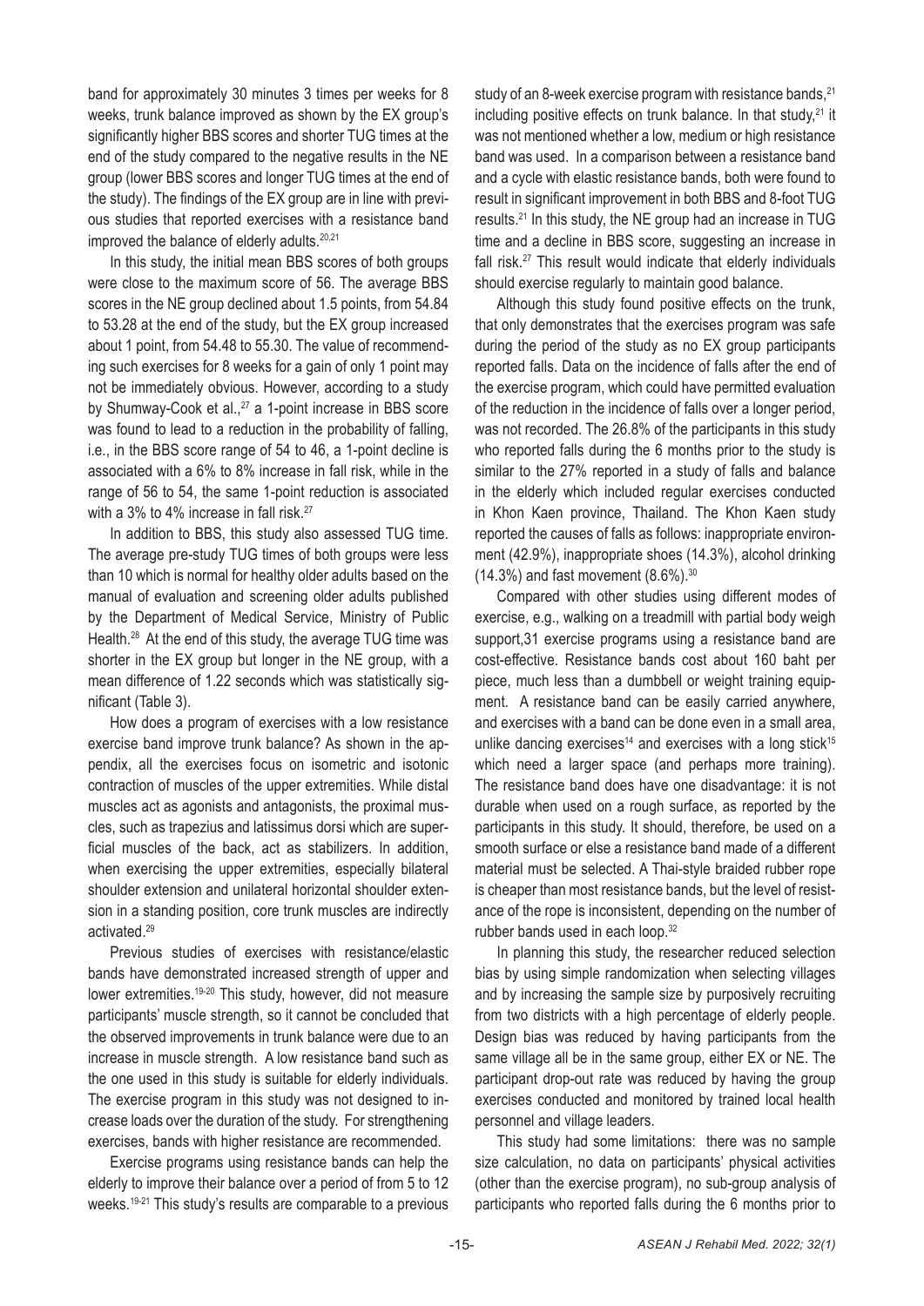band for approximately 30 minutes 3 times per weeks for 8 weeks, trunk balance improved as shown by the EX group's significantly higher BBS scores and shorter TUG times at the end of the study compared to the negative results in the NE group (lower BBS scores and longer TUG times at the end of the study). The findings of the EX group are in line with previous studies that reported exercises with a resistance band improved the balance of elderly adults.[20,21]

In this study, the initial mean BBS scores of both groups were close to the maximum score of 56. The average BBS scores in the NE group declined about 1.5 points, from 54.84 to 53.28 at the end of the study, but the EX group increased about 1 point, from 54.48 to 55.30. The value of recommending such exercises for 8 weeks for a gain of only 1 point may not be immediately obvious. However, according to a study by Shumway-Cook et al.,[27] a 1-point increase in BBS score was found to lead to a reduction in the probability of falling, i.e., in the BBS score range of 54 to 46, a 1-point decline is associated with a 6% to 8% increase in fall risk, while in the range of 56 to 54, the same 1-point reduction is associated with a 3% to 4% increase in fall risk.[27]

In addition to BBS, this study also assessed TUG time. The average pre-study TUG times of both groups were less than 10 which is normal for healthy older adults based on the manual of evaluation and screening older adults published by the Department of Medical Service, Ministry of Public Health.[28] At the end of this study, the average TUG time was shorter in the EX group but longer in the NE group, with a mean difference of 1.22 seconds which was statistically significant (Table 3).

How does a program of exercises with a low resistance exercise band improve trunk balance? As shown in the appendix, all the exercises focus on isometric and isotonic contraction of muscles of the upper extremities. While distal muscles act as agonists and antagonists, the proximal muscles, such as trapezius and latissimus dorsi which are superficial muscles of the back, act as stabilizers. In addition, when exercising the upper extremities, especially bilateral shoulder extension and unilateral horizontal shoulder extension in a standing position, core trunk muscles are indirectly activated.[29]

Previous studies of exercises with resistance/elastic bands have demonstrated increased strength of upper and lower extremities.[19-20] This study, however, did not measure participants' muscle strength, so it cannot be concluded that the observed improvements in trunk balance were due to an increase in muscle strength. A low resistance band such as the one used in this study is suitable for elderly individuals. The exercise program in this study was not designed to increase loads over the duration of the study. For strengthening exercises, bands with higher resistance are recommended.

Exercise programs using resistance bands can help the elderly to improve their balance over a period of from 5 to 12 weeks.[19-21] This study's results are comparable to a previous study of an 8-week exercise program with resistance bands,[21] including positive effects on trunk balance. In that study,[21] it was not mentioned whether a low, medium or high resistance band was used. In a comparison between a resistance band and a cycle with elastic resistance bands, both were found to result in significant improvement in both BBS and 8-foot TUG results.[21] In this study, the NE group had an increase in TUG time and a decline in BBS score, suggesting an increase in fall risk.[27] This result would indicate that elderly individuals should exercise regularly to maintain good balance.

Although this study found positive effects on the trunk, that only demonstrates that the exercises program was safe during the period of the study as no EX group participants reported falls. Data on the incidence of falls after the end of the exercise program, which could have permitted evaluation of the reduction in the incidence of falls over a longer period, was not recorded. The 26.8% of the participants in this study who reported falls during the 6 months prior to the study is similar to the 27% reported in a study of falls and balance in the elderly which included regular exercises conducted in Khon Kaen province, Thailand. The Khon Kaen study reported the causes of falls as follows: inappropriate environment (42.9%), inappropriate shoes (14.3%), alcohol drinking (14.3%) and fast movement (8.6%).[30]

Compared with other studies using different modes of exercise, e.g., walking on a treadmill with partial body weigh support,31 exercise programs using a resistance band are cost-effective. Resistance bands cost about 160 baht per piece, much less than a dumbbell or weight training equipment. A resistance band can be easily carried anywhere, and exercises with a band can be done even in a small area, unlike dancing exercises[14] and exercises with a long stick[15] which need a larger space (and perhaps more training). The resistance band does have one disadvantage: it is not durable when used on a rough surface, as reported by the participants in this study. It should, therefore, be used on a smooth surface or else a resistance band made of a different material must be selected. A Thai-style braided rubber rope is cheaper than most resistance bands, but the level of resistance of the rope is inconsistent, depending on the number of rubber bands used in each loop.[32]

In planning this study, the researcher reduced selection bias by using simple randomization when selecting villages and by increasing the sample size by purposively recruiting from two districts with a high percentage of elderly people. Design bias was reduced by having participants from the same village all be in the same group, either EX or NE. The participant drop-out rate was reduced by having the group exercises conducted and monitored by trained local health personnel and village leaders.

This study had some limitations: there was no sample size calculation, no data on participants' physical activities (other than the exercise program), no sub-group analysis of participants who reported falls during the 6 months prior to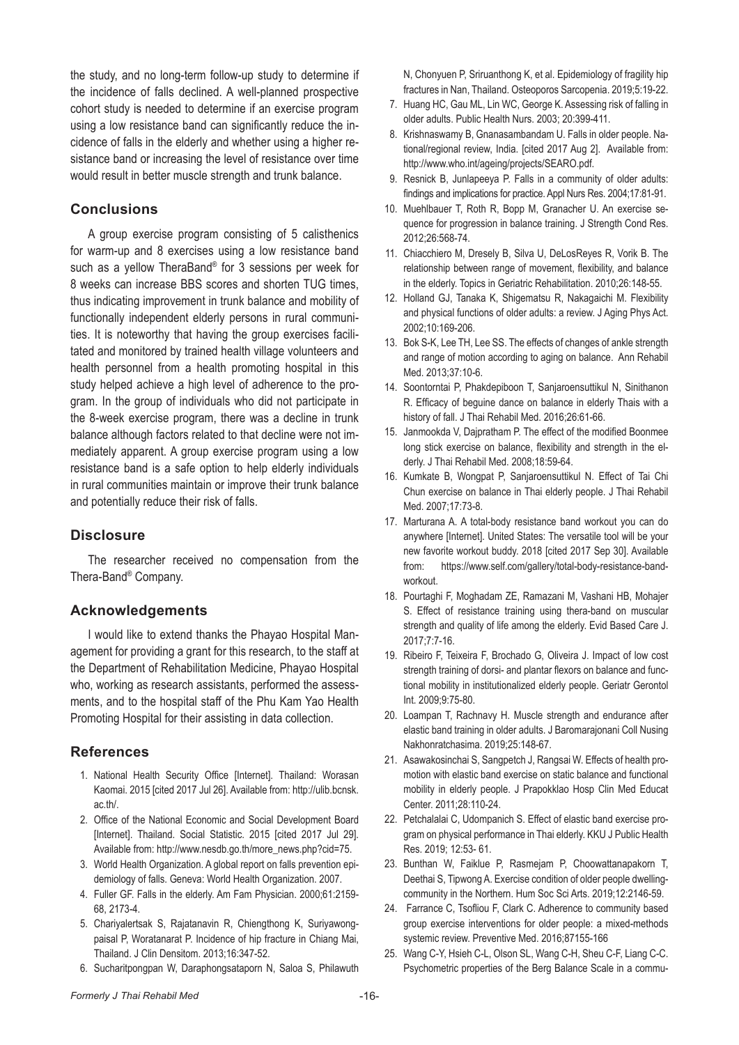the study, and no long-term follow-up study to determine if the incidence of falls declined. A well-planned prospective cohort study is needed to determine if an exercise program using a low resistance band can significantly reduce the incidence of falls in the elderly and whether using a higher resistance band or increasing the level of resistance over time would result in better muscle strength and trunk balance.

## Conclusions

A group exercise program consisting of 5 calisthenics for warm-up and 8 exercises using a low resistance band such as a yellow TheraBand® for 3 sessions per week for 8 weeks can increase BBS scores and shorten TUG times, thus indicating improvement in trunk balance and mobility of functionally independent elderly persons in rural communities. It is noteworthy that having the group exercises facilitated and monitored by trained health village volunteers and health personnel from a health promoting hospital in this study helped achieve a high level of adherence to the program. In the group of individuals who did not participate in the 8-week exercise program, there was a decline in trunk balance although factors related to that decline were not immediately apparent. A group exercise program using a low resistance band is a safe option to help elderly individuals in rural communities maintain or improve their trunk balance and potentially reduce their risk of falls.

## Disclosure

The researcher received no compensation from the Thera-Band® Company.

## Acknowledgements

I would like to extend thanks the Phayao Hospital Management for providing a grant for this research, to the staff at the Department of Rehabilitation Medicine, Phayao Hospital who, working as research assistants, performed the assessments, and to the hospital staff of the Phu Kam Yao Health Promoting Hospital for their assisting in data collection.

## References

1. National Health Security Office [Internet]. Thailand: Worasan Kaomai. 2015 [cited 2017 Jul 26]. Available from: http://ulib.bcnsk.ac.th/.
2. Office of the National Economic and Social Development Board [Internet]. Thailand. Social Statistic. 2015 [cited 2017 Jul 29]. Available from: http://www.nesdb.go.th/more_news.php?cid=75.
3. World Health Organization. A global report on falls prevention epidemiology of falls. Geneva: World Health Organization. 2007.
4. Fuller GF. Falls in the elderly. Am Fam Physician. 2000;61:2159-68, 2173-4.
5. Chariyalertsak S, Rajatanavin R, Chiengthong K, Suriyawongpaisal P, Woratanarat P. Incidence of hip fracture in Chiang Mai, Thailand. J Clin Densitom. 2013;16:347-52.
6. Sucharitpongpan W, Daraphongsataporn N, Saloa S, Philawuth N, Chonyuen P, Sriruanthong K, et al. Epidemiology of fragility hip fractures in Nan, Thailand. Osteoporos Sarcopenia. 2019;5:19-22.
7. Huang HC, Gau ML, Lin WC, George K. Assessing risk of falling in older adults. Public Health Nurs. 2003; 20:399-411.
8. Krishnaswamy B, Gnanasambandam U. Falls in older people. National/regional review, India. [cited 2017 Aug 2]. Available from: http://www.who.int/ageing/projects/SEARO.pdf.
9. Resnick B, Junlapeeya P. Falls in a community of older adults: findings and implications for practice. Appl Nurs Res. 2004;17:81-91.
10. Muehlbauer T, Roth R, Bopp M, Granacher U. An exercise sequence for progression in balance training. J Strength Cond Res. 2012;26:568-74.
11. Chiacchiero M, Dresely B, Silva U, DeLosReyes R, Vorik B. The relationship between range of movement, flexibility, and balance in the elderly. Topics in Geriatric Rehabilitation. 2010;26:148-55.
12. Holland GJ, Tanaka K, Shigematsu R, Nakagaichi M. Flexibility and physical functions of older adults: a review. J Aging Phys Act. 2002;10:169-206.
13. Bok S-K, Lee TH, Lee SS. The effects of changes of ankle strength and range of motion according to aging on balance. Ann Rehabil Med. 2013;37:10-6.
14. Soontorntai P, Phakdepiboon T, Sanjaroensuttikul N, Sinithanon R. Efficacy of beguine dance on balance in elderly Thais with a history of fall. J Thai Rehabil Med. 2016;26:61-66.
15. Janmookda V, Dajpratham P. The effect of the modified Boonmee long stick exercise on balance, flexibility and strength in the elderly. J Thai Rehabil Med. 2008;18:59-64.
16. Kumkate B, Wongpat P, Sanjaroensuttikul N. Effect of Tai Chi Chun exercise on balance in Thai elderly people. J Thai Rehabil Med. 2007;17:73-8.
17. Marturana A. A total-body resistance band workout you can do anywhere [Internet]. United States: The versatile tool will be your new favorite workout buddy. 2018 [cited 2017 Sep 30]. Available from: https://www.self.com/gallery/total-body-resistance-band-workout.
18. Pourtaghi F, Moghadam ZE, Ramazani M, Vashani HB, Mohajer S. Effect of resistance training using thera-band on muscular strength and quality of life among the elderly. Evid Based Care J. 2017;7:7-16.
19. Ribeiro F, Teixeira F, Brochado G, Oliveira J. Impact of low cost strength training of dorsi- and plantar flexors on balance and functional mobility in institutionalized elderly people. Geriatr Gerontol Int. 2009;9:75-80.
20. Loampan T, Rachnavy H. Muscle strength and endurance after elastic band training in older adults. J Baromarajonani Coll Nusing Nakhonratchasima. 2019;25:148-67.
21. Asawakosinchai S, Sangpetch J, Rangsai W. Effects of health promotion with elastic band exercise on static balance and functional mobility in elderly people. J Prapokklao Hosp Clin Med Educat Center. 2011;28:110-24.
22. Petchalalai C, Udompanich S. Effect of elastic band exercise program on physical performance in Thai elderly. KKU J Public Health Res. 2019; 12:53- 61.
23. Bunthan W, Faiklue P, Rasmejam P, Choowattanapakorn T, Deethai S, Tipwong A. Exercise condition of older people dwelling-community in the Northern. Hum Soc Sci Arts. 2019;12:2146-59.
24. Farrance C, Tsofliou F, Clark C. Adherence to community based group exercise interventions for older people: a mixed-methods systemic review. Preventive Med. 2016;87155-166
25. Wang C-Y, Hsieh C-L, Olson SL, Wang C-H, Sheu C-F, Liang C-C. Psychometric properties of the Berg Balance Scale in a commu-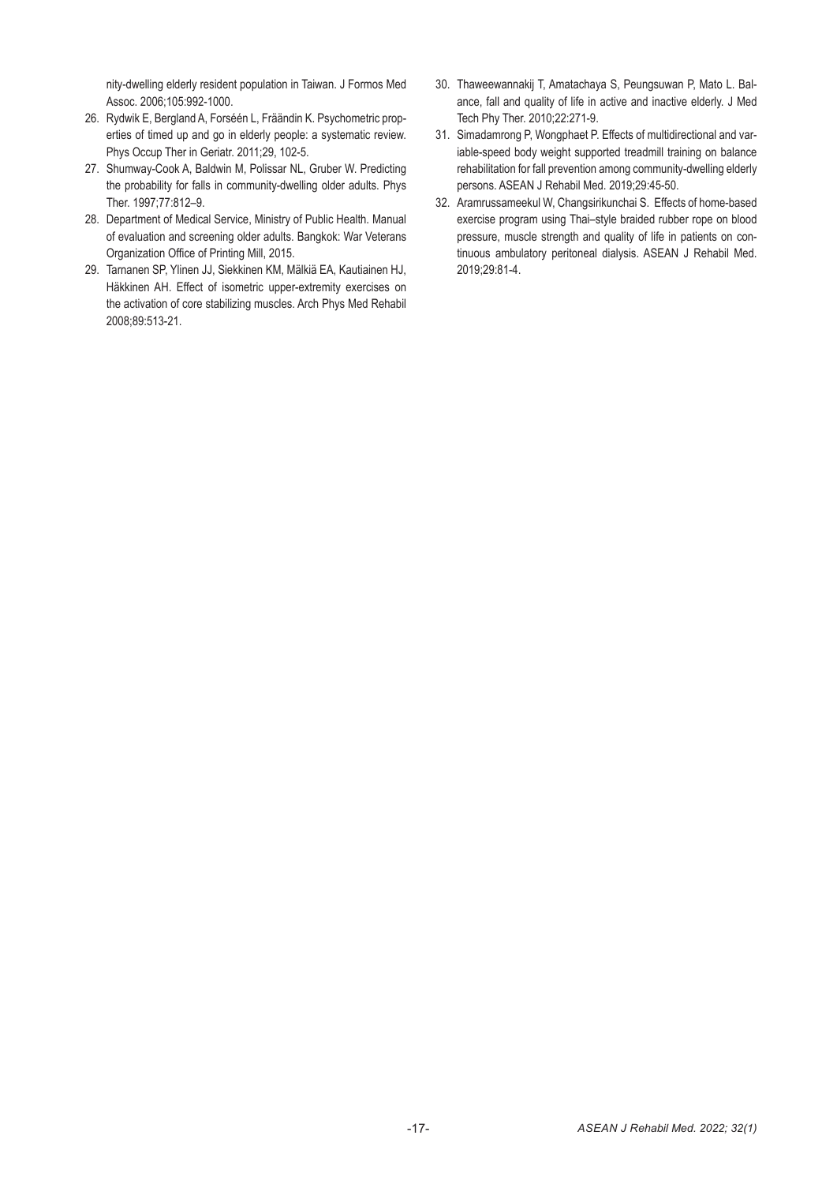nity-dwelling elderly resident population in Taiwan. J Formos Med Assoc. 2006;105:992-1000.

26. Rydwik E, Bergland A, Forséén L, Frändin K. Psychometric properties of timed up and go in elderly people: a systematic review. Phys Occup Ther in Geriatr. 2011;29, 102-5.
27. Shumway-Cook A, Baldwin M, Polissar NL, Gruber W. Predicting the probability for falls in community-dwelling older adults. Phys Ther. 1997;77:812–9.
28. Department of Medical Service, Ministry of Public Health. Manual of evaluation and screening older adults. Bangkok: War Veterans Organization Office of Printing Mill, 2015.
29. Tarnanen SP, Ylinen JJ, Siekkinen KM, Mälkiä EA, Kautiainen HJ, Häkkinen AH. Effect of isometric upper-extremity exercises on the activation of core stabilizing muscles. Arch Phys Med Rehabil 2008;89:513-21.
30. Thaweewannakij T, Amatachaya S, Peungsuwan P, Mato L. Balance, fall and quality of life in active and inactive elderly. J Med Tech Phy Ther. 2010;22:271-9.
31. Simadamrong P, Wongphaet P. Effects of multidirectional and variable-speed body weight supported treadmill training on balance rehabilitation for fall prevention among community-dwelling elderly persons. ASEAN J Rehabil Med. 2019;29:45-50.
32. Aramrussameekul W, Changsirikunchai S. Effects of home-based exercise program using Thai–style braided rubber rope on blood pressure, muscle strength and quality of life in patients on continuous ambulatory peritoneal dialysis. ASEAN J Rehabil Med. 2019;29:81-4.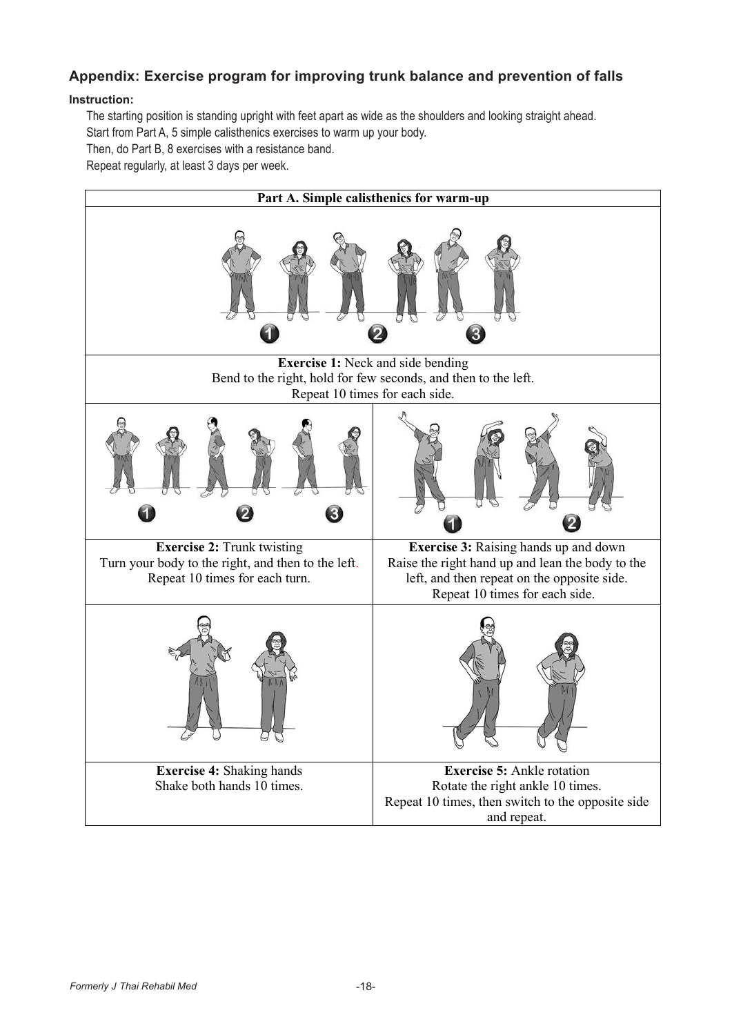## Appendix: Exercise program for improving trunk balance and prevention of falls

**Instruction:**

The starting position is standing upright with feet apart as wide as the shoulders and looking straight ahead.
Start from Part A, 5 simple calisthenics exercises to warm up your body.
Then, do Part B, 8 exercises with a resistance band.
Repeat regularly, at least 3 days per week.

| Part A. Simple calisthenics for warm-up | |
|---|---|
| **Exercise 1:** Neck and side bending<br>Bend to the right, hold for few seconds, and then to the left.<br>Repeat 10 times for each side. | |
| **Exercise 2:** Trunk twisting<br>Turn your body to the right, and then to the left.<br>Repeat 10 times for each turn. | **Exercise 3:** Raising hands up and down<br>Raise the right hand up and lean the body to the left, and then repeat on the opposite side.<br>Repeat 10 times for each side. |
| **Exercise 4:** Shaking hands<br>Shake both hands 10 times. | **Exercise 5:** Ankle rotation<br>Rotate the right ankle 10 times.<br>Repeat 10 times, then switch to the opposite side and repeat. |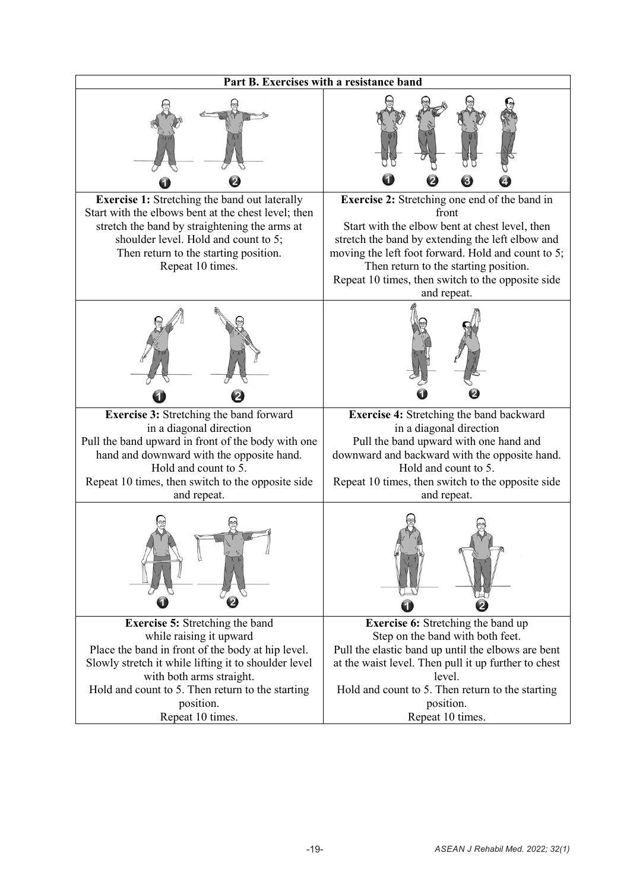**Part B. Exercises with a resistance band**

| | |
|---|---|
| **Exercise 1:** Stretching the band out laterally<br>Start with the elbows bent at the chest level; then stretch the band by straightening the arms at shoulder level. Hold and count to 5;<br>Then return to the starting position.<br>Repeat 10 times. | **Exercise 2:** Stretching one end of the band in front<br>Start with the elbow bent at chest level, then stretch the band by extending the left elbow and moving the left foot forward. Hold and count to 5;<br>Then return to the starting position.<br>Repeat 10 times, then switch to the opposite side and repeat. |
| **Exercise 3:** Stretching the band forward in a diagonal direction<br>Pull the band upward in front of the body with one hand and downward with the opposite hand.<br>Hold and count to 5.<br>Repeat 10 times, then switch to the opposite side and repeat. | **Exercise 4:** Stretching the band backward in a diagonal direction<br>Pull the band upward with one hand and downward and backward with the opposite hand.<br>Hold and count to 5.<br>Repeat 10 times, then switch to the opposite side and repeat. |
| **Exercise 5:** Stretching the band while raising it upward<br>Place the band in front of the body at hip level.<br>Slowly stretch it while lifting it to shoulder level with both arms straight.<br>Hold and count to 5. Then return to the starting position.<br>Repeat 10 times. | **Exercise 6:** Stretching the band up<br>Step on the band with both feet.<br>Pull the elastic band up until the elbows are bent at the waist level. Then pull it up further to chest level.<br>Hold and count to 5. Then return to the starting position.<br>Repeat 10 times. |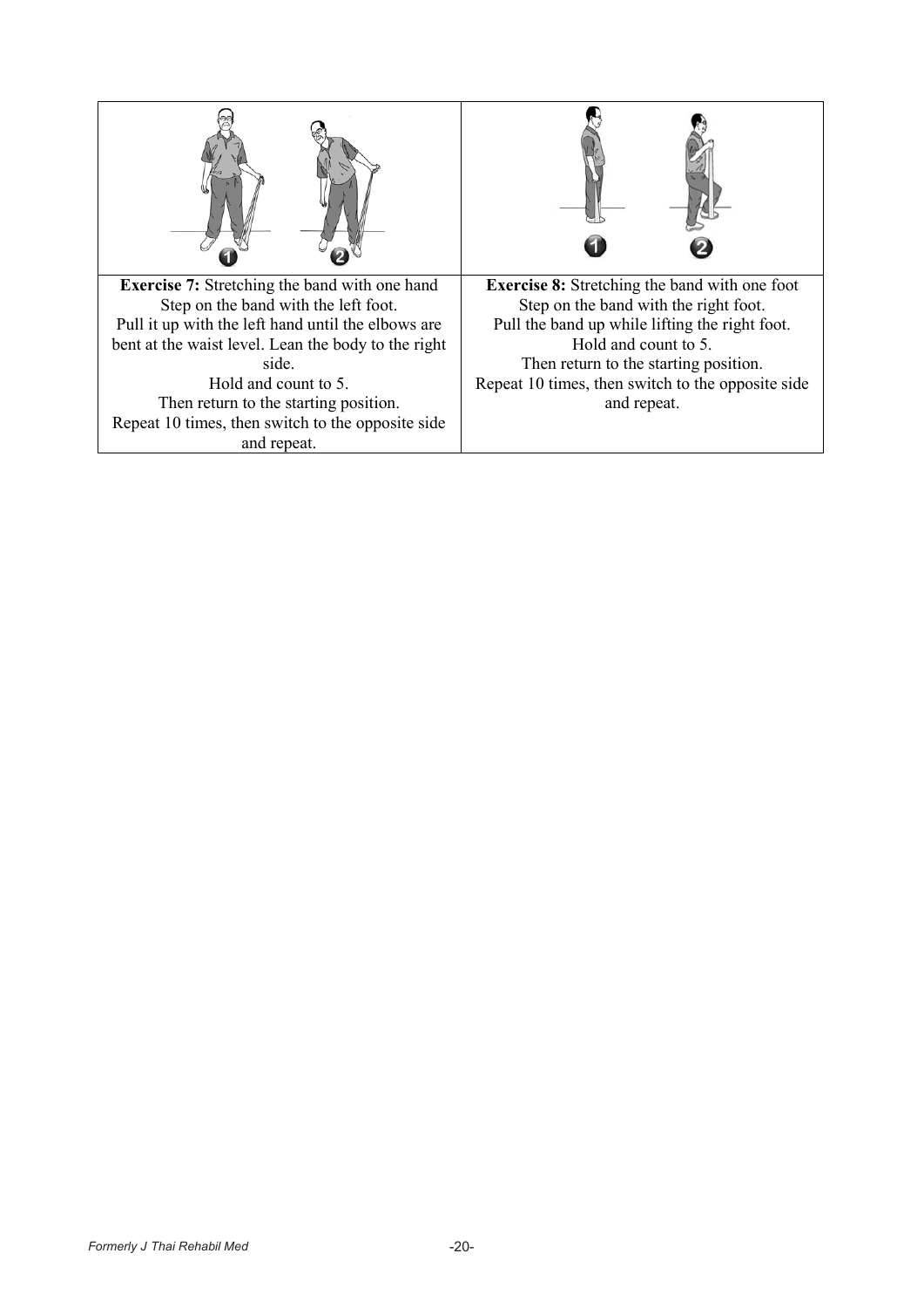| | |
|---|---|
| **Exercise 7:** Stretching the band with one hand<br>Step on the band with the left foot.<br>Pull it up with the left hand until the elbows are bent at the waist level. Lean the body to the right side.<br>Hold and count to 5.<br>Then return to the starting position.<br>Repeat 10 times, then switch to the opposite side and repeat. | **Exercise 8:** Stretching the band with one foot<br>Step on the band with the right foot.<br>Pull the band up while lifting the right foot.<br>Hold and count to 5.<br>Then return to the starting position.<br>Repeat 10 times, then switch to the opposite side and repeat. |